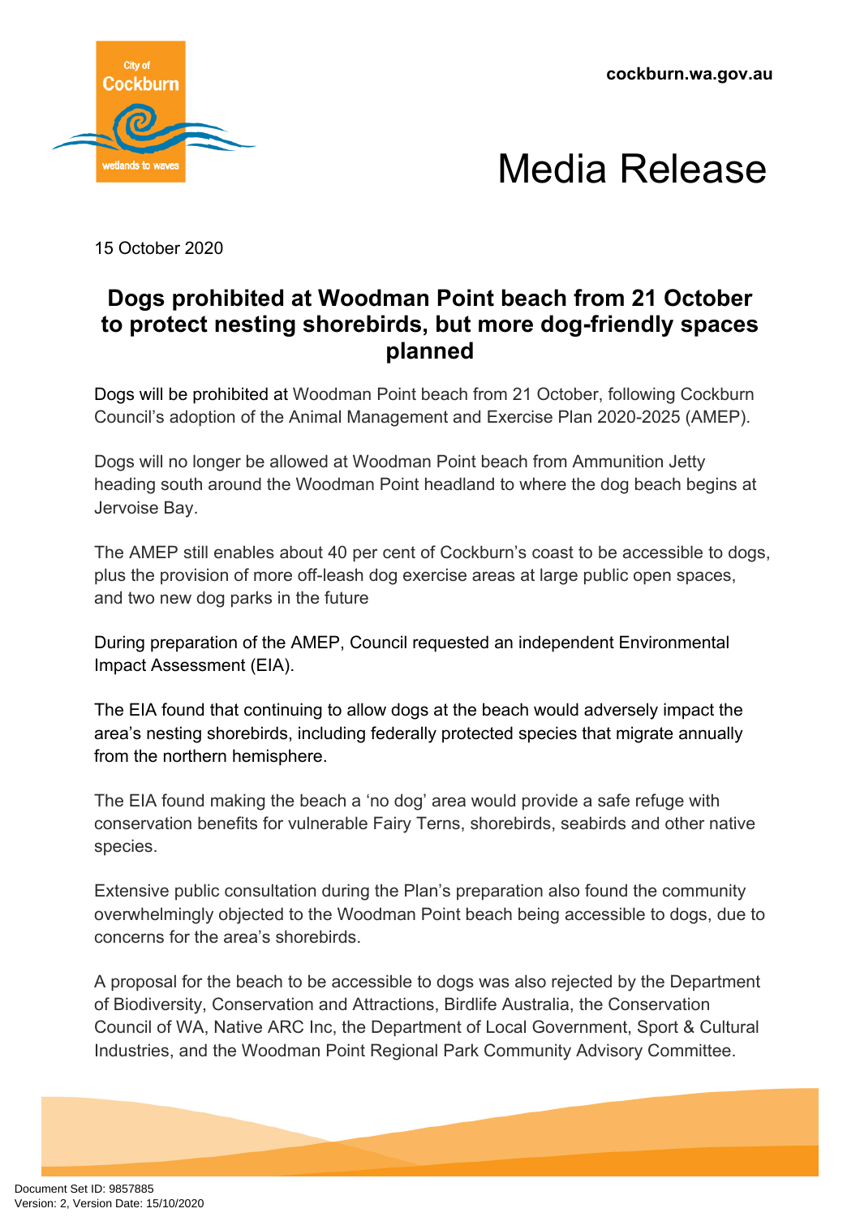cockburn.wa.gov.au

# Media Release

15 October 2020

## Dogs prohibited at Woodman Point beach from 21 October to protect nesting shorebirds, but more dog-friendly spaces planned

Dogs will be prohibited at Woodman Point beach from 21 October, following Cockburn Council's adoption of the Animal Management and Exercise Plan 2020-2025 (AMEP).

Dogs will no longer be allowed at Woodman Point beach from Ammunition Jetty heading south around the Woodman Point headland to where the dog beach begins at Jervoise Bay.

The AMEP still enables about 40 per cent of Cockburn's coast to be accessible to dogs, plus the provision of more off-leash dog exercise areas at large public open spaces, and two new dog parks in the future

During preparation of the AMEP, Council requested an independent Environmental Impact Assessment (EIA).

The EIA found that continuing to allow dogs at the beach would adversely impact the area's nesting shorebirds, including federally protected species that migrate annually from the northern hemisphere.

The EIA found making the beach a 'no dog' area would provide a safe refuge with conservation benefits for vulnerable Fairy Terns, shorebirds, seabirds and other native species.

Extensive public consultation during the Plan's preparation also found the community overwhelmingly objected to the Woodman Point beach being accessible to dogs, due to concerns for the area's shorebirds.

A proposal for the beach to be accessible to dogs was also rejected by the Department of Biodiversity, Conservation and Attractions, Birdlife Australia, the Conservation Council of WA, Native ARC Inc, the Department of Local Government, Sport & Cultural Industries, and the Woodman Point Regional Park Community Advisory Committee.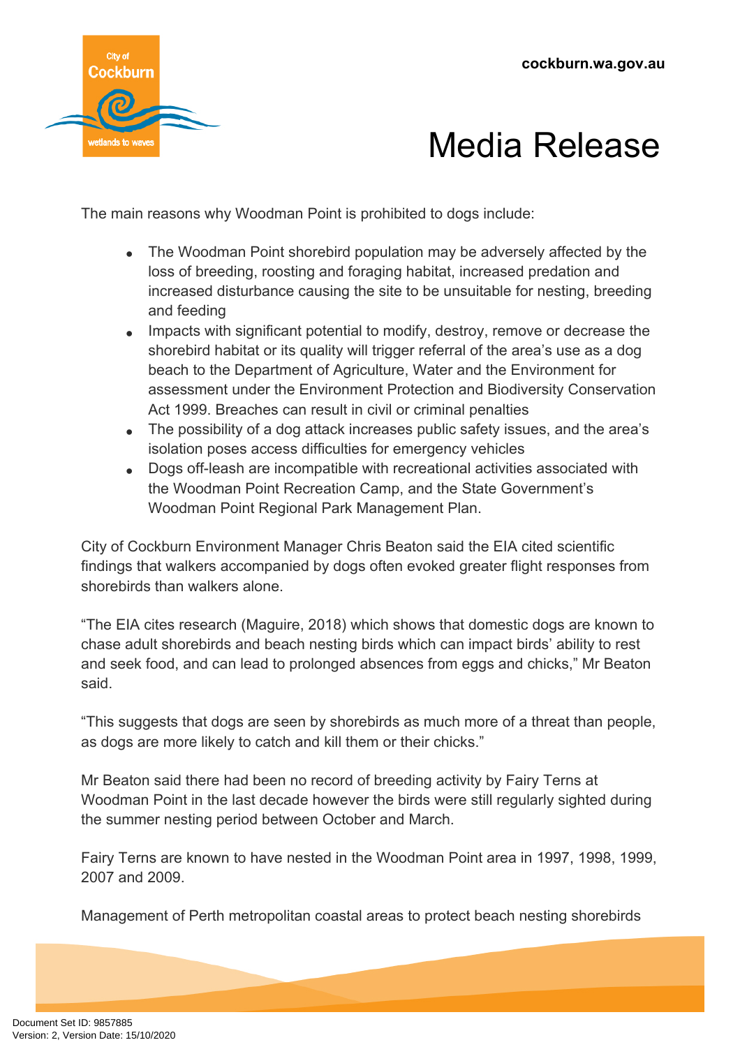The main reasons why Woodman Point is prohibited to dogs include:

- The Woodman Point shorebird population may be adversely affected by the loss of breeding, roosting and foraging habitat, increased predation and increased disturbance causing the site to be unsuitable for nesting, breeding and feeding
- Impacts with significant potential to modify, destroy, remove or decrease the shorebird habitat or its quality will trigger referral of the area's use as a dog beach to the Department of Agriculture, Water and the Environment for assessment under the Environment Protection and Biodiversity Conservation Act 1999. Breaches can result in civil or criminal penalties
- The possibility of a dog attack increases public safety issues, and the area's isolation poses access difficulties for emergency vehicles
- Dogs off-leash are incompatible with recreational activities associated with the Woodman Point Recreation Camp, and the State Government's Woodman Point Regional Park Management Plan.

City of Cockburn Environment Manager Chris Beaton said the EIA cited scientific findings that walkers accompanied by dogs often evoked greater flight responses from shorebirds than walkers alone.

"The EIA cites research (Maguire, 2018) which shows that domestic dogs are known to chase adult shorebirds and beach nesting birds which can impact birds' ability to rest and seek food, and can lead to prolonged absences from eggs and chicks," Mr Beaton said.

"This suggests that dogs are seen by shorebirds as much more of a threat than people, as dogs are more likely to catch and kill them or their chicks."

Mr Beaton said there had been no record of breeding activity by Fairy Terns at Woodman Point in the last decade however the birds were still regularly sighted during the summer nesting period between October and March.

Fairy Terns are known to have nested in the Woodman Point area in 1997, 1998, 1999, 2007 and 2009.

Management of Perth metropolitan coastal areas to protect beach nesting shorebirds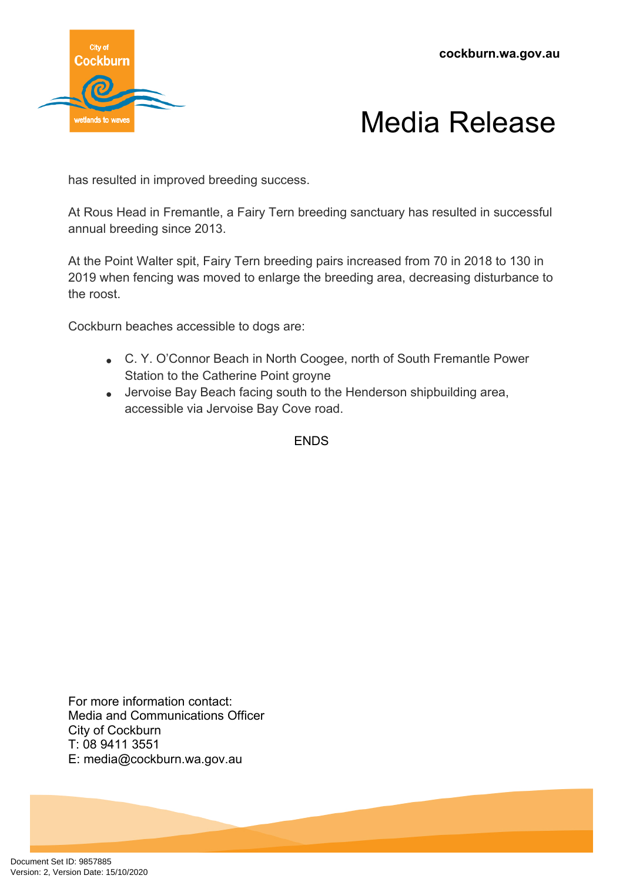has resulted in improved breeding success.

At Rous Head in Fremantle, a Fairy Tern breeding sanctuary has resulted in successful annual breeding since 2013.

At the Point Walter spit, Fairy Tern breeding pairs increased from 70 in 2018 to 130 in 2019 when fencing was moved to enlarge the breeding area, decreasing disturbance to the roost.

Cockburn beaches accessible to dogs are:

- C. Y. O'Connor Beach in North Coogee, north of South Fremantle Power Station to the Catherine Point groyne
- Jervoise Bay Beach facing south to the Henderson shipbuilding area, accessible via Jervoise Bay Cove road.

ENDS

For more information contact:
Media and Communications Officer
City of Cockburn
T: 08 9411 3551
E: media@cockburn.wa.gov.au